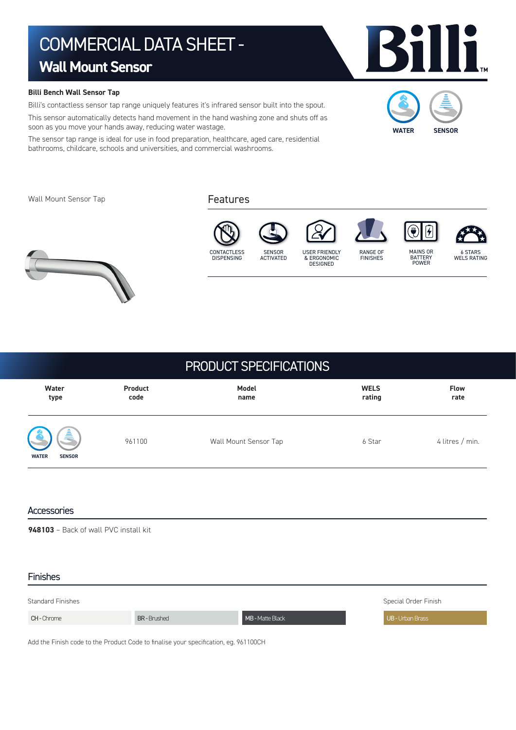# COMMERCIAL DATA SHEET - Wall Mount Sensor

**Billi Bench Wall Sensor Tap**

Billi's contactless sensor tap range uniquely features it's infrared sensor built into the spout.

This sensor automatically detects hand movement in the hand washing zone and shuts off as soon as you move your hands away, reducing water wastage.

The sensor tap range is ideal for use in food preparation, healthcare, aged care, residential bathrooms, childcare, schools and universities, and commercial washrooms.

WATER SENSOR

Wall Mount Sensor Tap

## Features

- CONTACTLESS DISPENSING
- SENSOR ACTIVATED
- USER FRIENDLY & ERGONOMIC DESIGNED
- RANGE OF FINISHES
- MAINS OR BATTERY POWER
- 6 STARS WELS RATING

## PRODUCT SPECIFICATIONS

| Water type | Product code | Model name | WELS rating | Flow rate |
|---|---|---|---|---|
| WATER SENSOR | 961100 | Wall Mount Sensor Tap | 6 Star | 4 litres / min. |

## Accessories

**948103** – Back of wall PVC install kit

## Finishes

| Standard Finishes | | | Special Order Finish |
|---|---|---|---|
| CH - Chrome | BR - Brushed | MB - Matte Black | UB - Urban Brass |

Add the Finish code to the Product Code to finalise your specification, eg. 961100CH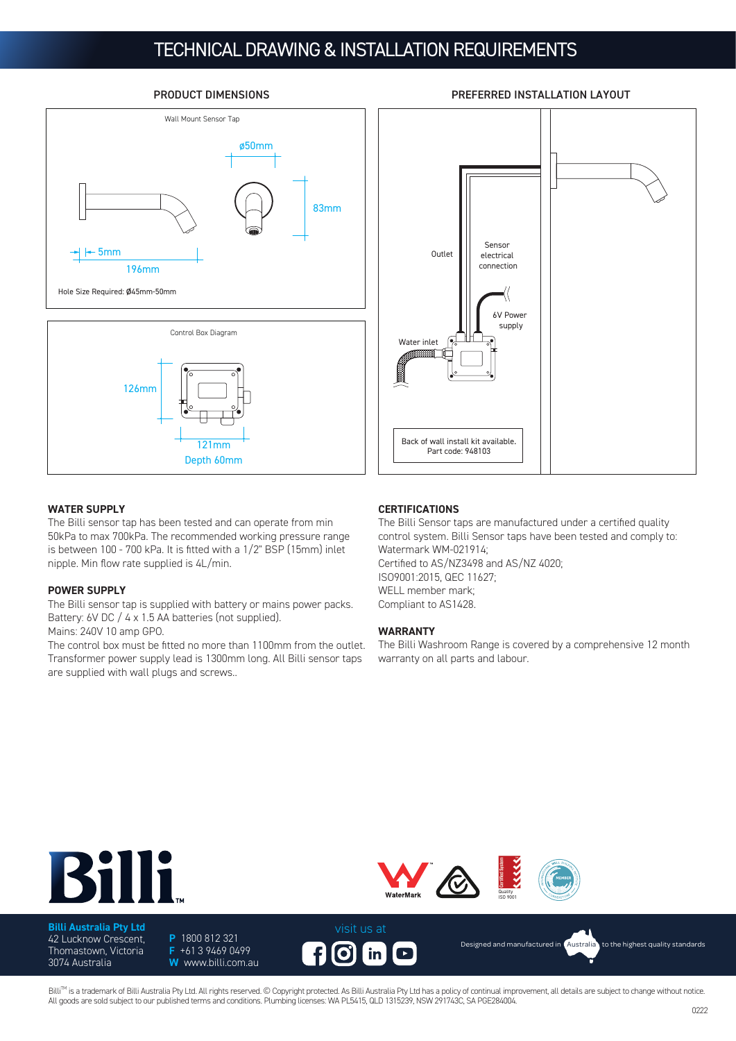# TECHNICAL DRAWING & INSTALLATION REQUIREMENTS

## PRODUCT DIMENSIONS

Wall Mount Sensor Tap

ø50mm

83mm

5mm

196mm

Hole Size Required: Ø45mm-50mm

Control Box Diagram

126mm

121mm

Depth 60mm

## PREFERRED INSTALLATION LAYOUT

Outlet

Sensor electrical connection

6V Power supply

Water inlet

Back of wall install kit available. Part code: 948103

### WATER SUPPLY

The Billi sensor tap has been tested and can operate from min 50kPa to max 700kPa. The recommended working pressure range is between 100 - 700 kPa. It is fitted with a 1/2" BSP (15mm) inlet nipple. Min flow rate supplied is 4L/min.

### POWER SUPPLY

The Billi sensor tap is supplied with battery or mains power packs.
Battery: 6V DC / 4 x 1.5 AA batteries (not supplied).
Mains: 240V 10 amp GPO.
The control box must be fitted no more than 1100mm from the outlet. Transformer power supply lead is 1300mm long. All Billi sensor taps are supplied with wall plugs and screws..

### CERTIFICATIONS

The Billi Sensor taps are manufactured under a certified quality control system. Billi Sensor taps have been tested and comply to:
Watermark WM-021914;
Certified to AS/NZ3498 and AS/NZ 4020;
ISO9001:2015, QEC 11627;
WELL member mark;
Compliant to AS1428.

### WARRANTY

The Billi Washroom Range is covered by a comprehensive 12 month warranty on all parts and labour.

**Billi Australia Pty Ltd**
42 Lucknow Crescent,
Thomastown, Victoria
3074 Australia

**P** 1800 812 321
**F** +61 3 9469 0499
**W** www.billi.com.au

visit us at

Designed and manufactured in Australia to the highest quality standards

Billi™ is a trademark of Billi Australia Pty Ltd. All rights reserved. © Copyright protected. As Billi Australia Pty Ltd has a policy of continual improvement, all details are subject to change without notice. All goods are sold subject to our published terms and conditions. Plumbing licenses: WA PL5415, QLD 1315239, NSW 291743C, SA PGE284004.

0222